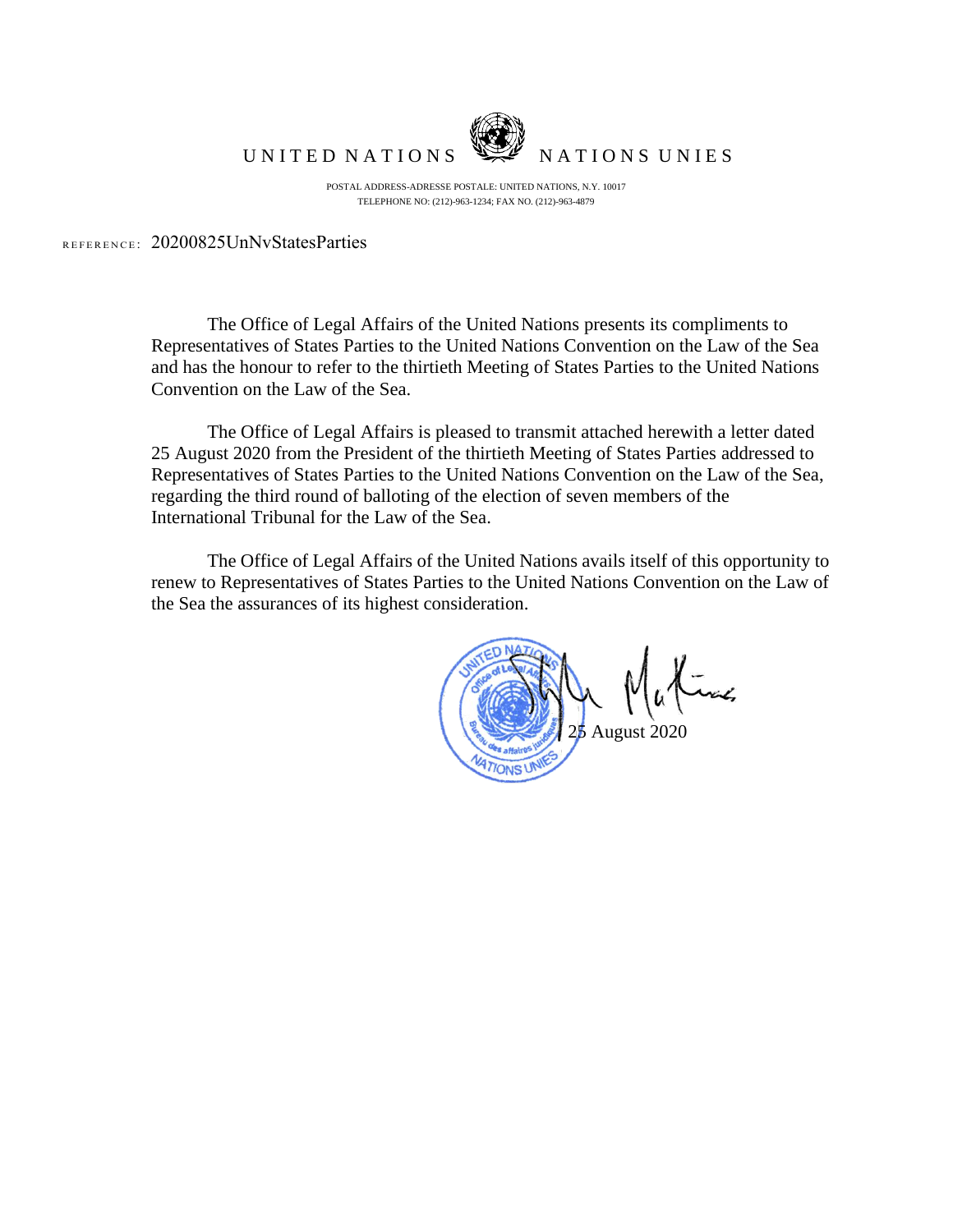UNITED NATIONS NATIONS UNIES

POSTAL ADDRESS-ADRESSE POSTALE: UNITED NATIONS, N.Y. 10017
TELEPHONE NO: (212)-963-1234; FAX NO. (212)-963-4879

REFERENCE: 20200825UnNvStatesParties

The Office of Legal Affairs of the United Nations presents its compliments to Representatives of States Parties to the United Nations Convention on the Law of the Sea and has the honour to refer to the thirtieth Meeting of States Parties to the United Nations Convention on the Law of the Sea.

The Office of Legal Affairs is pleased to transmit attached herewith a letter dated 25 August 2020 from the President of the thirtieth Meeting of States Parties addressed to Representatives of States Parties to the United Nations Convention on the Law of the Sea, regarding the third round of balloting of the election of seven members of the International Tribunal for the Law of the Sea.

The Office of Legal Affairs of the United Nations avails itself of this opportunity to renew to Representatives of States Parties to the United Nations Convention on the Law of the Sea the assurances of its highest consideration.

25 August 2020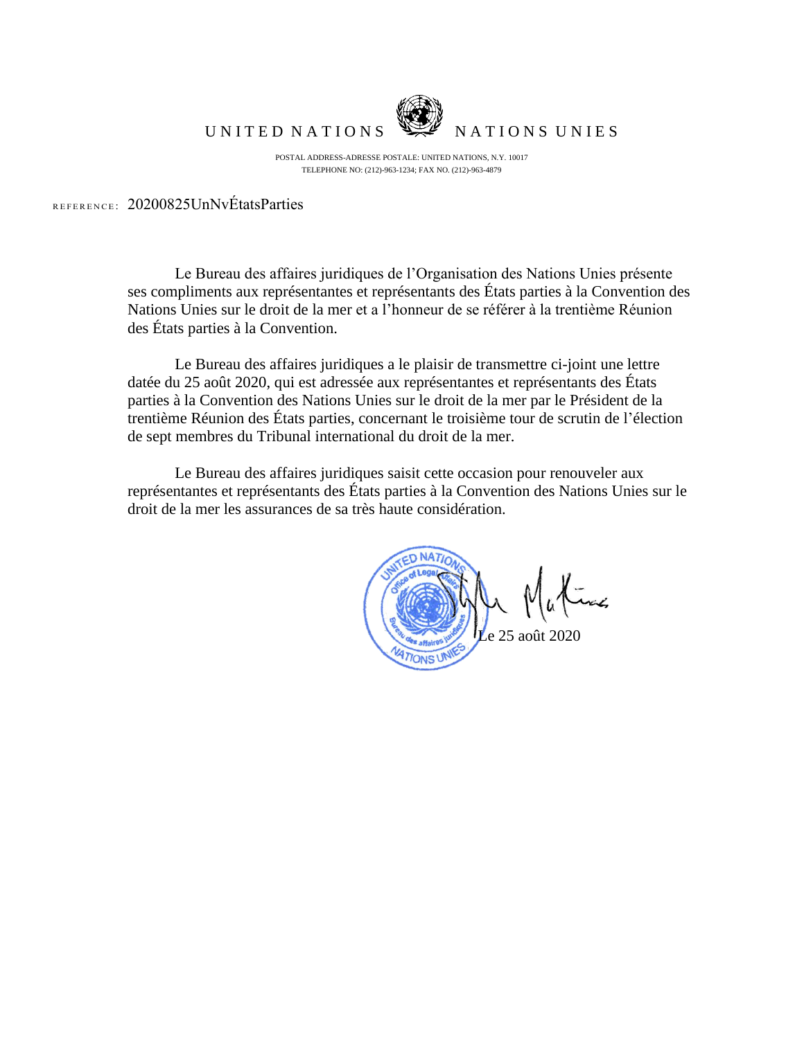UNITED NATIONS NATIONS UNIES

POSTAL ADDRESS-ADRESSE POSTALE: UNITED NATIONS, N.Y. 10017
TELEPHONE NO: (212)-963-1234; FAX NO. (212)-963-4879

REFERENCE: 20200825UnNvÉtatsParties

Le Bureau des affaires juridiques de l'Organisation des Nations Unies présente ses compliments aux représentantes et représentants des États parties à la Convention des Nations Unies sur le droit de la mer et a l'honneur de se référer à la trentième Réunion des États parties à la Convention.

Le Bureau des affaires juridiques a le plaisir de transmettre ci-joint une lettre datée du 25 août 2020, qui est adressée aux représentantes et représentants des États parties à la Convention des Nations Unies sur le droit de la mer par le Président de la trentième Réunion des États parties, concernant le troisième tour de scrutin de l'élection de sept membres du Tribunal international du droit de la mer.

Le Bureau des affaires juridiques saisit cette occasion pour renouveler aux représentantes et représentants des États parties à la Convention des Nations Unies sur le droit de la mer les assurances de sa très haute considération.

Le 25 août 2020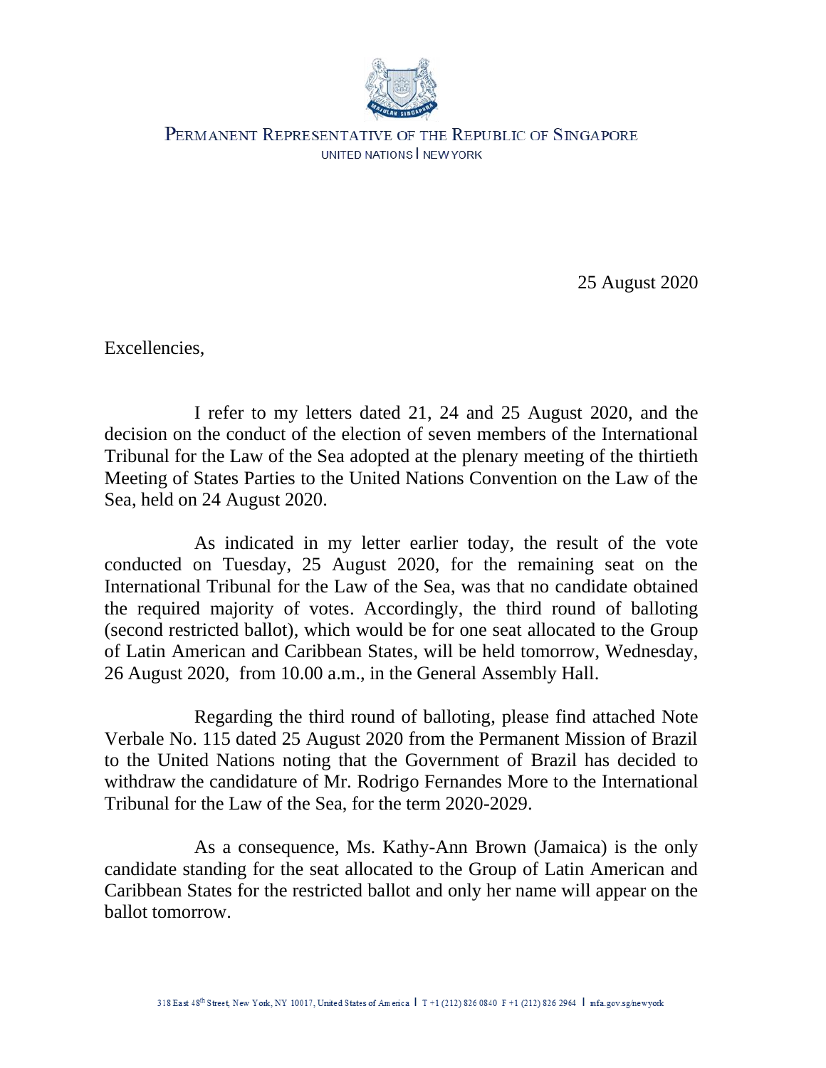PERMANENT REPRESENTATIVE OF THE REPUBLIC OF SINGAPORE
UNITED NATIONS | NEW YORK

25 August 2020

Excellencies,

I refer to my letters dated 21, 24 and 25 August 2020, and the decision on the conduct of the election of seven members of the International Tribunal for the Law of the Sea adopted at the plenary meeting of the thirtieth Meeting of States Parties to the United Nations Convention on the Law of the Sea, held on 24 August 2020.

As indicated in my letter earlier today, the result of the vote conducted on Tuesday, 25 August 2020, for the remaining seat on the International Tribunal for the Law of the Sea, was that no candidate obtained the required majority of votes. Accordingly, the third round of balloting (second restricted ballot), which would be for one seat allocated to the Group of Latin American and Caribbean States, will be held tomorrow, Wednesday, 26 August 2020, from 10.00 a.m., in the General Assembly Hall.

Regarding the third round of balloting, please find attached Note Verbale No. 115 dated 25 August 2020 from the Permanent Mission of Brazil to the United Nations noting that the Government of Brazil has decided to withdraw the candidature of Mr. Rodrigo Fernandes More to the International Tribunal for the Law of the Sea, for the term 2020-2029.

As a consequence, Ms. Kathy-Ann Brown (Jamaica) is the only candidate standing for the seat allocated to the Group of Latin American and Caribbean States for the restricted ballot and only her name will appear on the ballot tomorrow.

318 East 48th Street, New York, NY 10017, United States of America | T +1 (212) 826 0840 F +1 (212) 826 2964 | mfa.gov.sg/newyork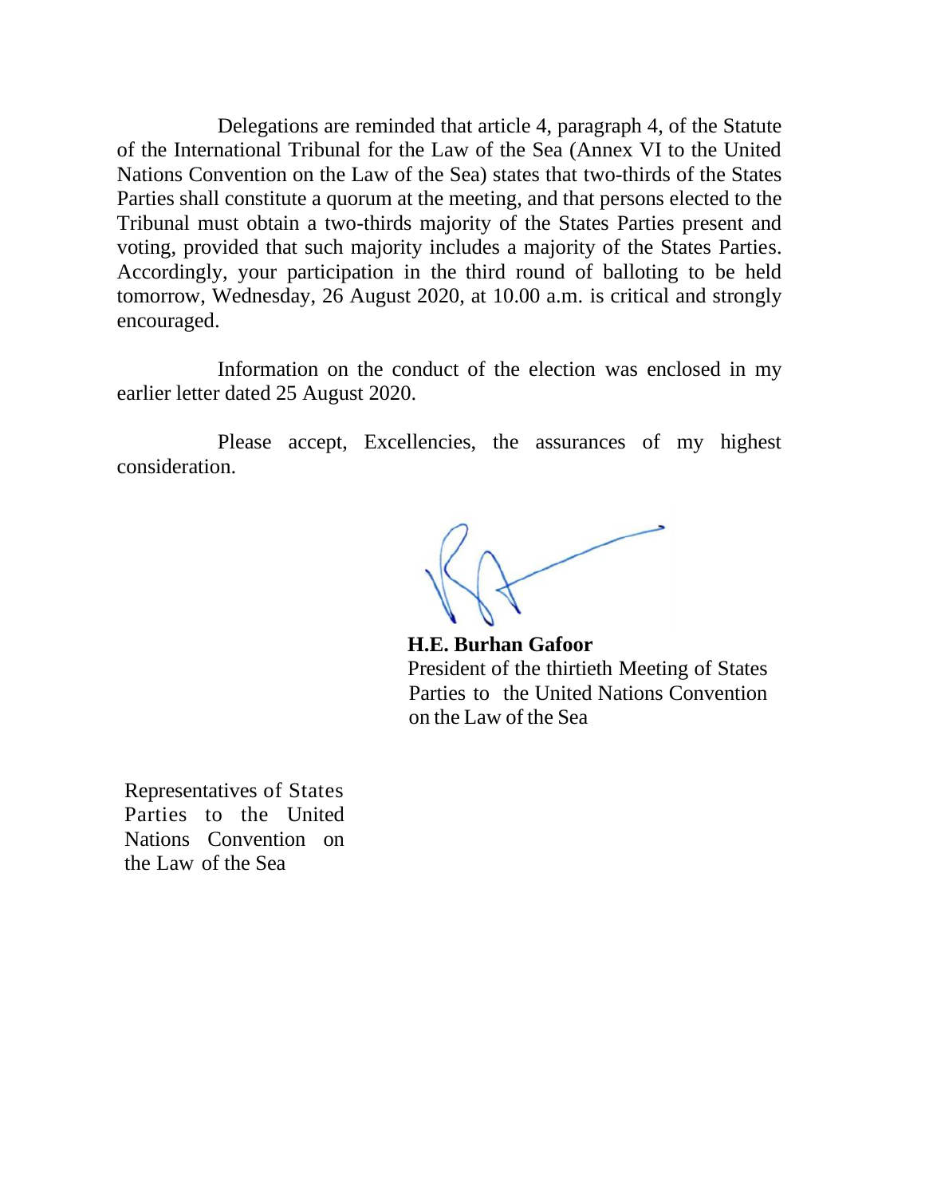Delegations are reminded that article 4, paragraph 4, of the Statute of the International Tribunal for the Law of the Sea (Annex VI to the United Nations Convention on the Law of the Sea) states that two-thirds of the States Parties shall constitute a quorum at the meeting, and that persons elected to the Tribunal must obtain a two-thirds majority of the States Parties present and voting, provided that such majority includes a majority of the States Parties. Accordingly, your participation in the third round of balloting to be held tomorrow, Wednesday, 26 August 2020, at 10.00 a.m. is critical and strongly encouraged.

Information on the conduct of the election was enclosed in my earlier letter dated 25 August 2020.

Please accept, Excellencies, the assurances of my highest consideration.

**H.E. Burhan Gafoor**
President of the thirtieth Meeting of States Parties to the United Nations Convention on the Law of the Sea

Representatives of States Parties to the United Nations Convention on the Law of the Sea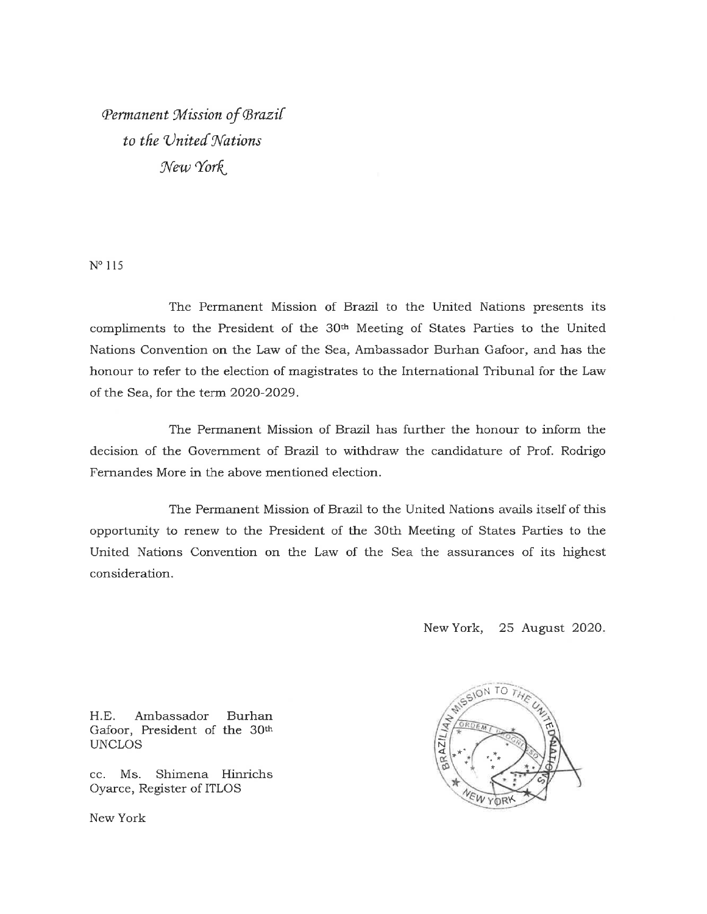*Permanent Mission of Brazil*
*to the United Nations*
*New York*

Nº 115

The Permanent Mission of Brazil to the United Nations presents its compliments to the President of the 30th Meeting of States Parties to the United Nations Convention on the Law of the Sea, Ambassador Burhan Gafoor, and has the honour to refer to the election of magistrates to the International Tribunal for the Law of the Sea, for the term 2020-2029.

The Permanent Mission of Brazil has further the honour to inform the decision of the Government of Brazil to withdraw the candidature of Prof. Rodrigo Fernandes More in the above mentioned election.

The Permanent Mission of Brazil to the United Nations avails itself of this opportunity to renew to the President of the 30th Meeting of States Parties to the United Nations Convention on the Law of the Sea the assurances of its highest consideration.

New York, 25 August 2020.

H.E. Ambassador Burhan Gafoor, President of the 30th UNCLOS

cc. Ms. Shimena Hinrichs Oyarce, Register of ITLOS

New York